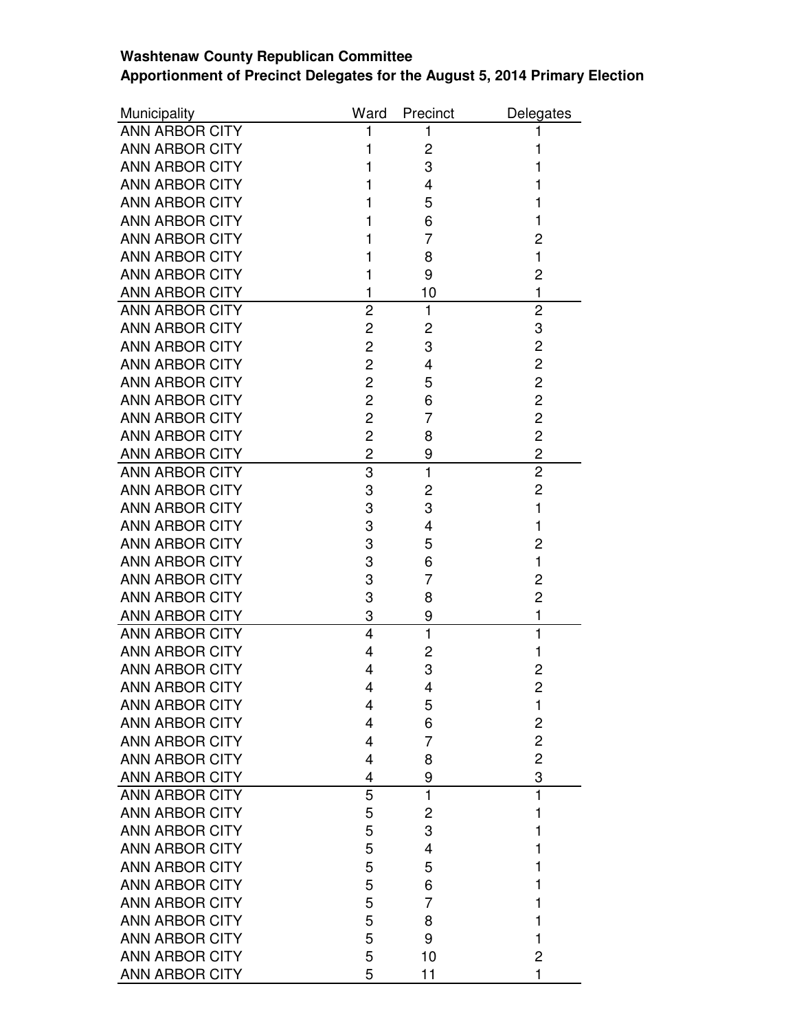**Washtenaw County Republican Committee**
**Apportionment of Precinct Delegates for the August 5, 2014 Primary Election**

| Municipality | Ward | Precinct | Delegates |
|---|---|---|---|
| ANN ARBOR CITY | 1 | 1 | 1 |
| ANN ARBOR CITY | 1 | 2 | 1 |
| ANN ARBOR CITY | 1 | 3 | 1 |
| ANN ARBOR CITY | 1 | 4 | 1 |
| ANN ARBOR CITY | 1 | 5 | 1 |
| ANN ARBOR CITY | 1 | 6 | 1 |
| ANN ARBOR CITY | 1 | 7 | 2 |
| ANN ARBOR CITY | 1 | 8 | 1 |
| ANN ARBOR CITY | 1 | 9 | 2 |
| ANN ARBOR CITY | 1 | 10 | 1 |
| ANN ARBOR CITY | 2 | 1 | 2 |
| ANN ARBOR CITY | 2 | 2 | 3 |
| ANN ARBOR CITY | 2 | 3 | 2 |
| ANN ARBOR CITY | 2 | 4 | 2 |
| ANN ARBOR CITY | 2 | 5 | 2 |
| ANN ARBOR CITY | 2 | 6 | 2 |
| ANN ARBOR CITY | 2 | 7 | 2 |
| ANN ARBOR CITY | 2 | 8 | 2 |
| ANN ARBOR CITY | 2 | 9 | 2 |
| ANN ARBOR CITY | 3 | 1 | 2 |
| ANN ARBOR CITY | 3 | 2 | 2 |
| ANN ARBOR CITY | 3 | 3 | 1 |
| ANN ARBOR CITY | 3 | 4 | 1 |
| ANN ARBOR CITY | 3 | 5 | 2 |
| ANN ARBOR CITY | 3 | 6 | 1 |
| ANN ARBOR CITY | 3 | 7 | 2 |
| ANN ARBOR CITY | 3 | 8 | 2 |
| ANN ARBOR CITY | 3 | 9 | 1 |
| ANN ARBOR CITY | 4 | 1 | 1 |
| ANN ARBOR CITY | 4 | 2 | 1 |
| ANN ARBOR CITY | 4 | 3 | 2 |
| ANN ARBOR CITY | 4 | 4 | 2 |
| ANN ARBOR CITY | 4 | 5 | 1 |
| ANN ARBOR CITY | 4 | 6 | 2 |
| ANN ARBOR CITY | 4 | 7 | 2 |
| ANN ARBOR CITY | 4 | 8 | 2 |
| ANN ARBOR CITY | 4 | 9 | 3 |
| ANN ARBOR CITY | 5 | 1 | 1 |
| ANN ARBOR CITY | 5 | 2 | 1 |
| ANN ARBOR CITY | 5 | 3 | 1 |
| ANN ARBOR CITY | 5 | 4 | 1 |
| ANN ARBOR CITY | 5 | 5 | 1 |
| ANN ARBOR CITY | 5 | 6 | 1 |
| ANN ARBOR CITY | 5 | 7 | 1 |
| ANN ARBOR CITY | 5 | 8 | 1 |
| ANN ARBOR CITY | 5 | 9 | 1 |
| ANN ARBOR CITY | 5 | 10 | 2 |
| ANN ARBOR CITY | 5 | 11 | 1 |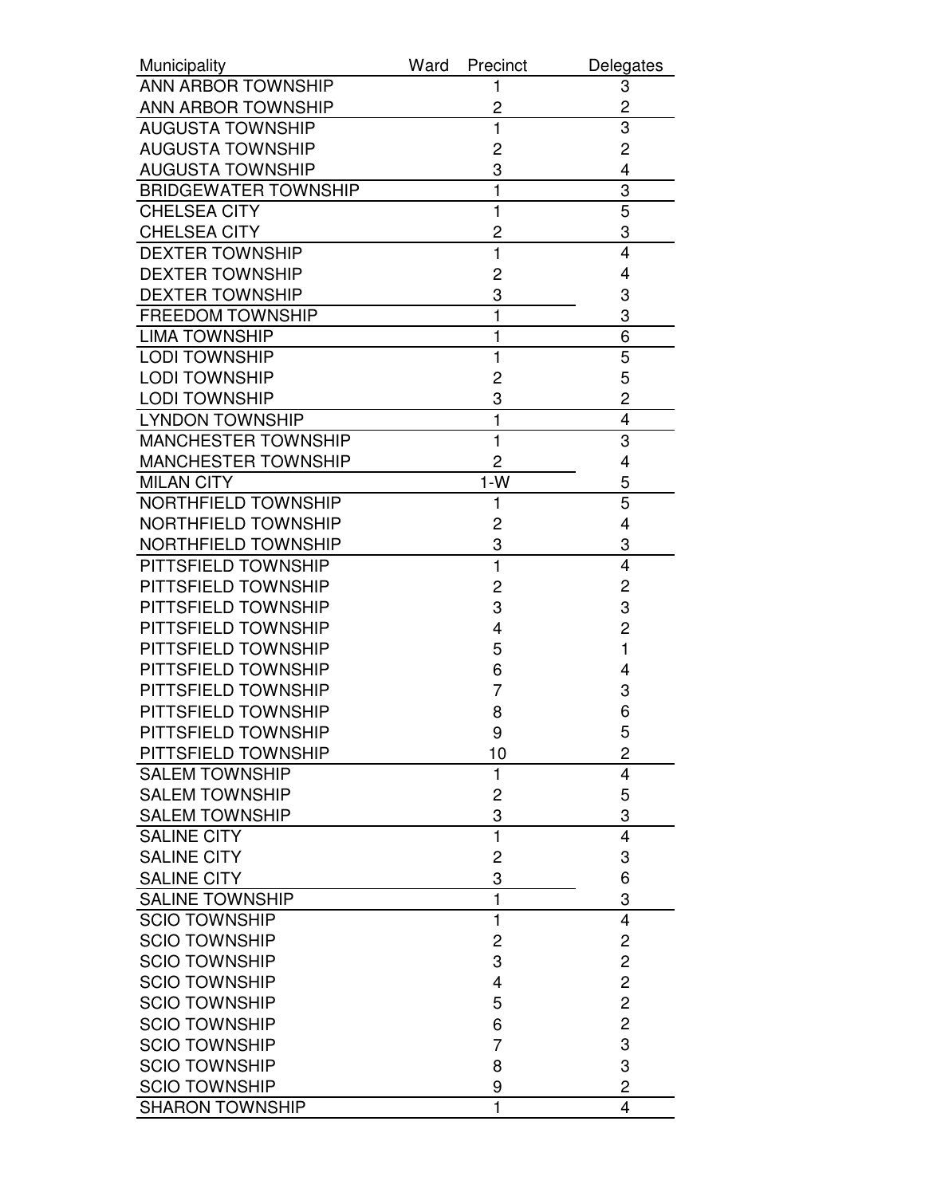| Municipality | Ward | Precinct | Delegates |
|---|---|---|---|
| ANN ARBOR TOWNSHIP | | 1 | 3 |
| ANN ARBOR TOWNSHIP | | 2 | 2 |
| AUGUSTA TOWNSHIP | | 1 | 3 |
| AUGUSTA TOWNSHIP | | 2 | 2 |
| AUGUSTA TOWNSHIP | | 3 | 4 |
| BRIDGEWATER TOWNSHIP | | 1 | 3 |
| CHELSEA CITY | | 1 | 5 |
| CHELSEA CITY | | 2 | 3 |
| DEXTER TOWNSHIP | | 1 | 4 |
| DEXTER TOWNSHIP | | 2 | 4 |
| DEXTER TOWNSHIP | | 3 | 3 |
| FREEDOM TOWNSHIP | | 1 | 3 |
| LIMA TOWNSHIP | | 1 | 6 |
| LODI TOWNSHIP | | 1 | 5 |
| LODI TOWNSHIP | | 2 | 5 |
| LODI TOWNSHIP | | 3 | 2 |
| LYNDON TOWNSHIP | | 1 | 4 |
| MANCHESTER TOWNSHIP | | 1 | 3 |
| MANCHESTER TOWNSHIP | | 2 | 4 |
| MILAN CITY | | 1-W | 5 |
| NORTHFIELD TOWNSHIP | | 1 | 5 |
| NORTHFIELD TOWNSHIP | | 2 | 4 |
| NORTHFIELD TOWNSHIP | | 3 | 3 |
| PITTSFIELD TOWNSHIP | | 1 | 4 |
| PITTSFIELD TOWNSHIP | | 2 | 2 |
| PITTSFIELD TOWNSHIP | | 3 | 3 |
| PITTSFIELD TOWNSHIP | | 4 | 2 |
| PITTSFIELD TOWNSHIP | | 5 | 1 |
| PITTSFIELD TOWNSHIP | | 6 | 4 |
| PITTSFIELD TOWNSHIP | | 7 | 3 |
| PITTSFIELD TOWNSHIP | | 8 | 6 |
| PITTSFIELD TOWNSHIP | | 9 | 5 |
| PITTSFIELD TOWNSHIP | | 10 | 2 |
| SALEM TOWNSHIP | | 1 | 4 |
| SALEM TOWNSHIP | | 2 | 5 |
| SALEM TOWNSHIP | | 3 | 3 |
| SALINE CITY | | 1 | 4 |
| SALINE CITY | | 2 | 3 |
| SALINE CITY | | 3 | 6 |
| SALINE TOWNSHIP | | 1 | 3 |
| SCIO TOWNSHIP | | 1 | 4 |
| SCIO TOWNSHIP | | 2 | 2 |
| SCIO TOWNSHIP | | 3 | 2 |
| SCIO TOWNSHIP | | 4 | 2 |
| SCIO TOWNSHIP | | 5 | 2 |
| SCIO TOWNSHIP | | 6 | 2 |
| SCIO TOWNSHIP | | 7 | 3 |
| SCIO TOWNSHIP | | 8 | 3 |
| SCIO TOWNSHIP | | 9 | 2 |
| SHARON TOWNSHIP | | 1 | 4 |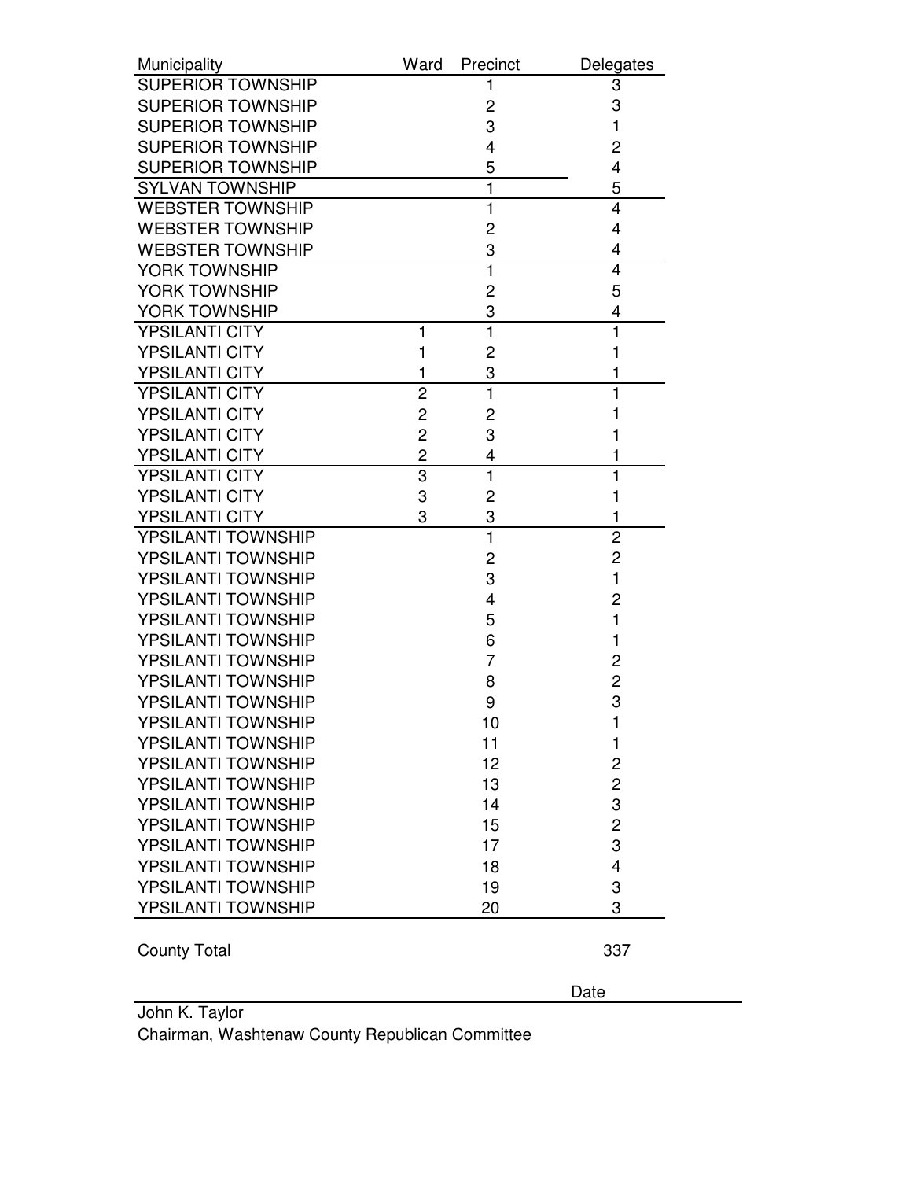| Municipality | Ward | Precinct | Delegates |
|---|---|---|---|
| SUPERIOR TOWNSHIP | | 1 | 3 |
| SUPERIOR TOWNSHIP | | 2 | 3 |
| SUPERIOR TOWNSHIP | | 3 | 1 |
| SUPERIOR TOWNSHIP | | 4 | 2 |
| SUPERIOR TOWNSHIP | | 5 | 4 |
| SYLVAN TOWNSHIP | | 1 | 5 |
| WEBSTER TOWNSHIP | | 1 | 4 |
| WEBSTER TOWNSHIP | | 2 | 4 |
| WEBSTER TOWNSHIP | | 3 | 4 |
| YORK TOWNSHIP | | 1 | 4 |
| YORK TOWNSHIP | | 2 | 5 |
| YORK TOWNSHIP | | 3 | 4 |
| YPSILANTI CITY | 1 | 1 | 1 |
| YPSILANTI CITY | 1 | 2 | 1 |
| YPSILANTI CITY | 1 | 3 | 1 |
| YPSILANTI CITY | 2 | 1 | 1 |
| YPSILANTI CITY | 2 | 2 | 1 |
| YPSILANTI CITY | 2 | 3 | 1 |
| YPSILANTI CITY | 2 | 4 | 1 |
| YPSILANTI CITY | 3 | 1 | 1 |
| YPSILANTI CITY | 3 | 2 | 1 |
| YPSILANTI CITY | 3 | 3 | 1 |
| YPSILANTI TOWNSHIP | | 1 | 2 |
| YPSILANTI TOWNSHIP | | 2 | 2 |
| YPSILANTI TOWNSHIP | | 3 | 1 |
| YPSILANTI TOWNSHIP | | 4 | 2 |
| YPSILANTI TOWNSHIP | | 5 | 1 |
| YPSILANTI TOWNSHIP | | 6 | 1 |
| YPSILANTI TOWNSHIP | | 7 | 2 |
| YPSILANTI TOWNSHIP | | 8 | 2 |
| YPSILANTI TOWNSHIP | | 9 | 3 |
| YPSILANTI TOWNSHIP | | 10 | 1 |
| YPSILANTI TOWNSHIP | | 11 | 1 |
| YPSILANTI TOWNSHIP | | 12 | 2 |
| YPSILANTI TOWNSHIP | | 13 | 2 |
| YPSILANTI TOWNSHIP | | 14 | 3 |
| YPSILANTI TOWNSHIP | | 15 | 2 |
| YPSILANTI TOWNSHIP | | 17 | 3 |
| YPSILANTI TOWNSHIP | | 18 | 4 |
| YPSILANTI TOWNSHIP | | 19 | 3 |
| YPSILANTI TOWNSHIP | | 20 | 3 |
| County Total | | | 337 |

Date

John K. Taylor
Chairman, Washtenaw County Republican Committee